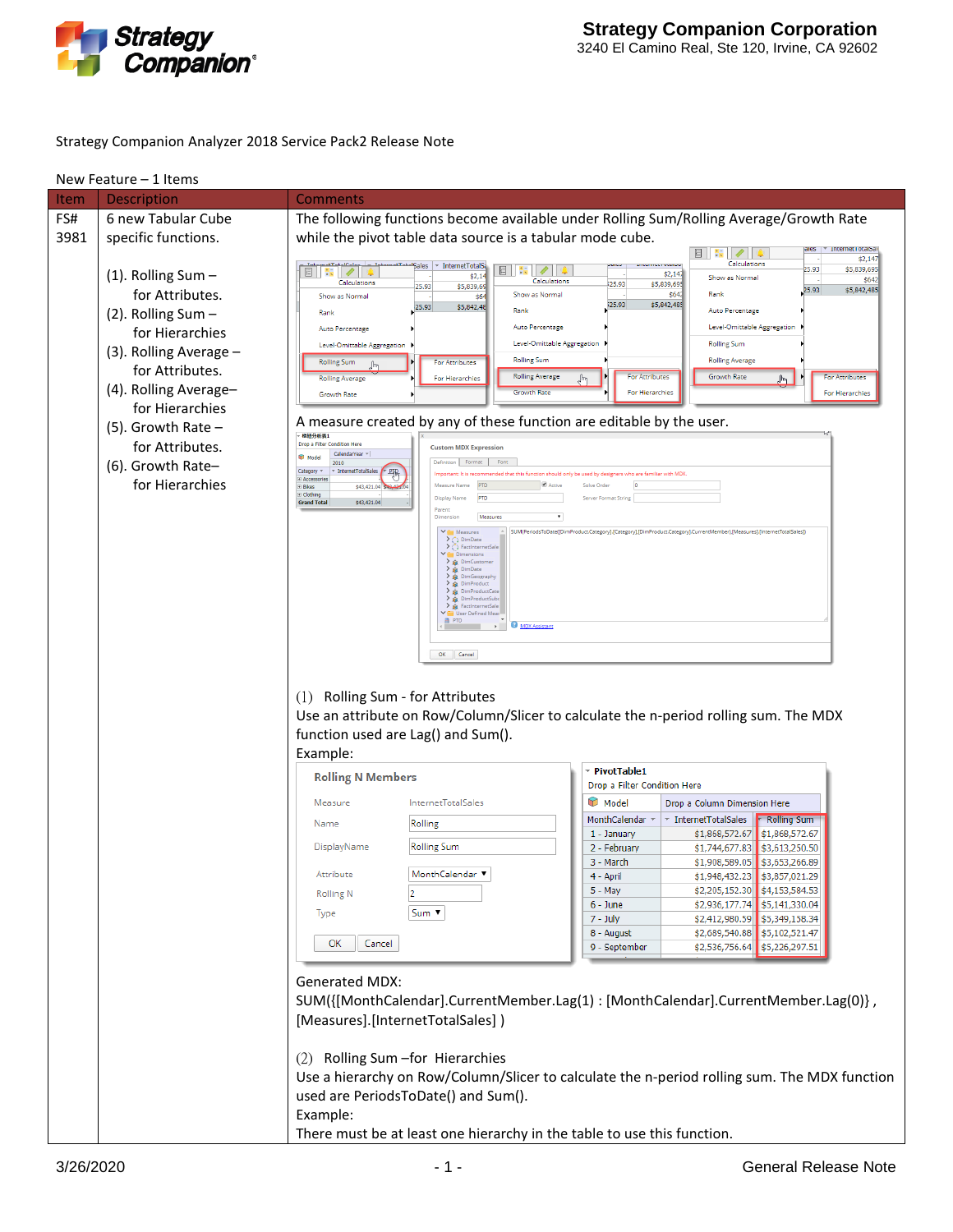Strategy Companion

**Strategy Companion Corporation**
3240 El Camino Real, Ste 120, Irvine, CA 92602

Strategy Companion Analyzer 2018 Service Pack2 Release Note

New Feature – 1 Items

| Item | Description | Comments |
|---|---|---|
| FS# 3981 | 6 new Tabular Cube specific functions.<br><br>(1). Rolling Sum – for Attributes.<br>(2). Rolling Sum – for Hierarchies<br>(3). Rolling Average – for Attributes.<br>(4). Rolling Average– for Hierarchies<br>(5). Growth Rate – for Attributes.<br>(6). Growth Rate– for Hierarchies | The following functions become available under Rolling Sum/Rolling Average/Growth Rate while the pivot table data source is a tabular mode cube.<br><br>A measure created by any of these function are editable by the user.<br><br>(1) Rolling Sum - for Attributes<br>Use an attribute on Row/Column/Slicer to calculate the n-period rolling sum. The MDX function used are Lag() and Sum().<br>Example:<br><br>Generated MDX:<br>SUM({[MonthCalendar].CurrentMember.Lag(1) : [MonthCalendar].CurrentMember.Lag(0)} , [Measures].[InternetTotalSales] )<br><br>(2) Rolling Sum –for Hierarchies<br>Use a hierarchy on Row/Column/Slicer to calculate the n-period rolling sum. The MDX function used are PeriodsToDate() and Sum().<br>Example:<br>There must be at least one hierarchy in the table to use this function. |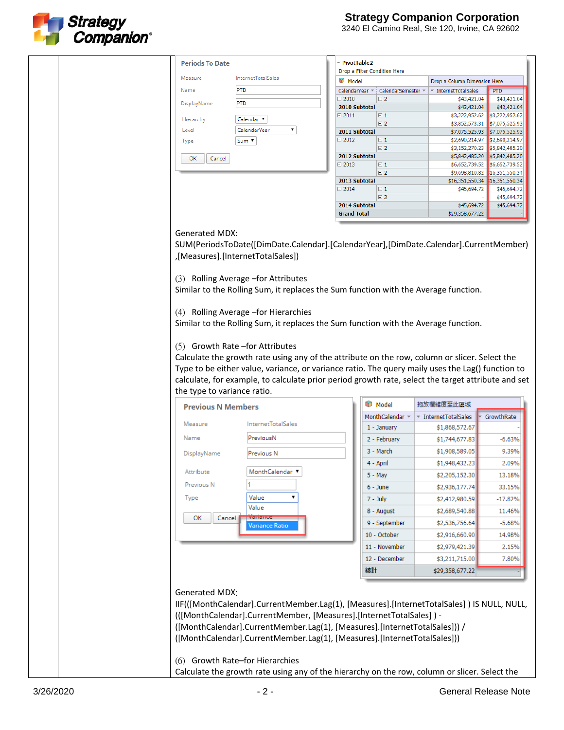**Periods To Date**

| | |
|---|---|
| Measure | InternetTotalSales |
| Name | PTD |
| DisplayName | PTD |
| Hierarchy | Calendar |
| Level | CalendarYear |
| Type | Sum |

OK Cancel

PivotTable2

Drop a Filter Condition Here

| CalendarYear | CalendarSemester | InternetTotalSales | PTD |
|---|---|---|---|
| 2010 | 2 | $43,421.04 | $43,421.04 |
| 2010 Subtotal | | $43,421.04 | $43,421.04 |
| 2011 | 1 | $3,222,952.62 | $3,222,952.62 |
| | 2 | $3,852,573.31 | $7,075,525.93 |
| 2011 Subtotal | | $7,075,525.93 | $7,075,525.93 |
| 2012 | 1 | $2,690,214.97 | $2,690,214.97 |
| | 2 | $3,152,270.23 | $5,842,485.20 |
| 2012 Subtotal | | $5,842,485.20 | $5,842,485.20 |
| 2013 | 1 | $6,652,739.52 | $6,652,739.52 |
| | 2 | $9,698,810.82 | $16,351,550.34 |
| 2013 Subtotal | | $16,351,550.34 | $16,351,550.34 |
| 2014 | 1 | $45,694.72 | $45,694.72 |
| | 2 | - | $45,694.72 |
| 2014 Subtotal | | $45,694.72 | $45,694.72 |
| Grand Total | | $29,358,677.22 | - |

Generated MDX:
SUM(PeriodsToDate([DimDate.Calendar].[CalendarYear],[DimDate.Calendar].CurrentMember),[Measures].[InternetTotalSales])

(3) Rolling Average –for Attributes
Similar to the Rolling Sum, it replaces the Sum function with the Average function.

(4) Rolling Average –for Hierarchies
Similar to the Rolling Sum, it replaces the Sum function with the Average function.

(5) Growth Rate –for Attributes
Calculate the growth rate using any of the attribute on the row, column or slicer. Select the Type to be either value, variance, or variance ratio. The query maily uses the Lag() function to calculate, for example, to calculate prior period growth rate, select the target attribute and set the type to variance ratio.

**Previous N Members**

| | |
|---|---|
| Measure | InternetTotalSales |
| Name | PreviousN |
| DisplayName | Previous N |
| Attribute | MonthCalendar |
| Previous N | 1 |
| Type | Value (options: Value, Variance, Variance Ratio) |

OK Cancel

Model — 拖放欄維度至此區域

| MonthCalendar | InternetTotalSales | GrowthRate |
|---|---|---|
| 1 - January | $1,868,572.67 | - |
| 2 - February | $1,744,677.83 | -6.63% |
| 3 - March | $1,908,589.05 | 9.39% |
| 4 - April | $1,948,432.23 | 2.09% |
| 5 - May | $2,205,152.30 | 13.18% |
| 6 - June | $2,936,177.74 | 33.15% |
| 7 - July | $2,412,980.59 | -17.82% |
| 8 - August | $2,689,540.88 | 11.46% |
| 9 - September | $2,536,756.64 | -5.68% |
| 10 - October | $2,916,660.90 | 14.98% |
| 11 - November | $2,979,421.39 | 2.15% |
| 12 - December | $3,211,715.00 | 7.80% |
| 總計 | $29,358,677.22 | - |

Generated MDX:
IIF(([MonthCalendar].CurrentMember.Lag(1), [Measures].[InternetTotalSales] ) IS NULL, NULL, (([MonthCalendar].CurrentMember, [Measures].[InternetTotalSales] ) - ([MonthCalendar].CurrentMember.Lag(1), [Measures].[InternetTotalSales])) / ([MonthCalendar].CurrentMember.Lag(1), [Measures].[InternetTotalSales]))

(6) Growth Rate–for Hierarchies
Calculate the growth rate using any of the hierarchy on the row, column or slicer. Select the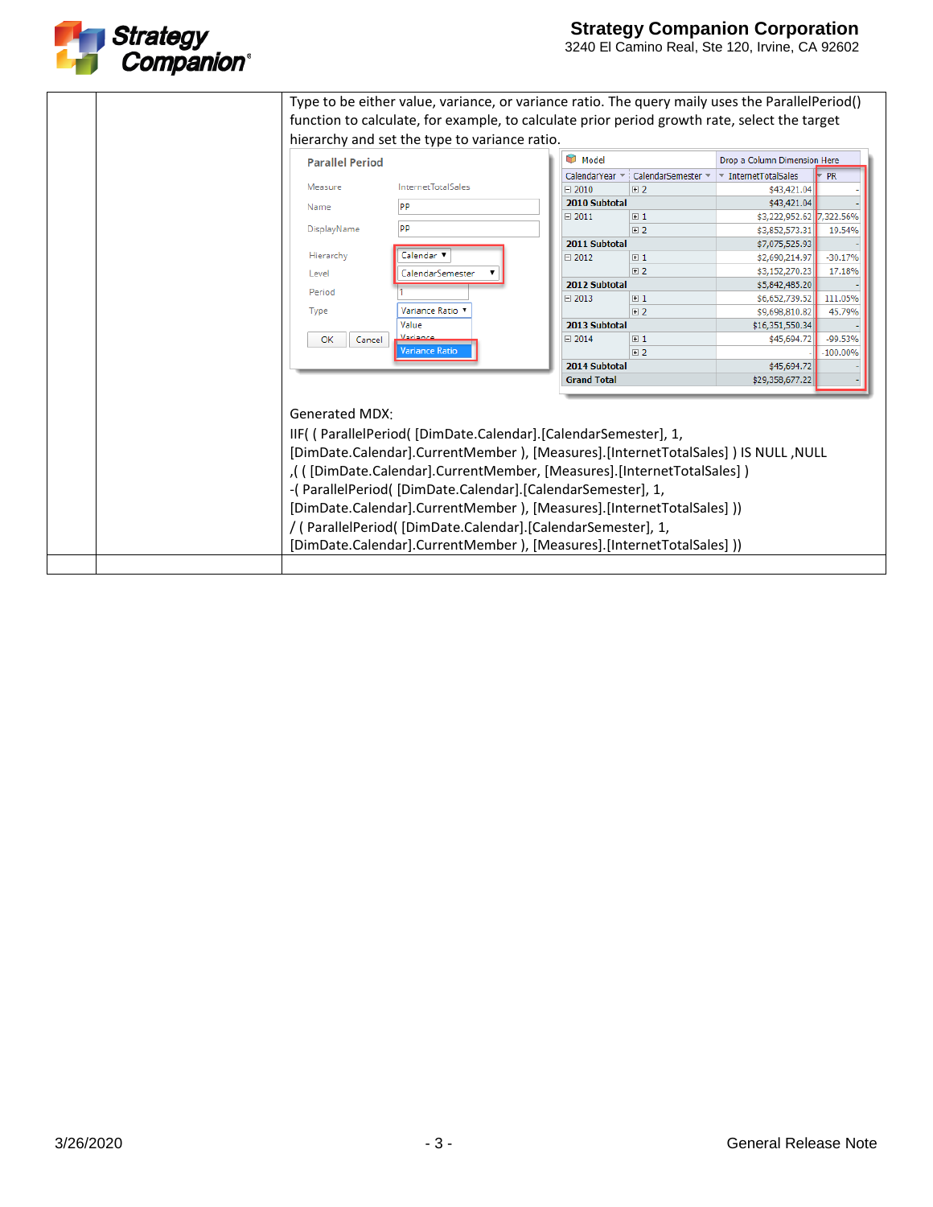| | | |
|---|---|---|
| | | Type to be either value, variance, or variance ratio. The query maily uses the ParallelPeriod() function to calculate, for example, to calculate prior period growth rate, select the target hierarchy and set the type to variance ratio. |
| | | Generated MDX: IIF( ( ParallelPeriod( [DimDate.Calendar].[CalendarSemester], 1, [DimDate.Calendar].CurrentMember ), [Measures].[InternetTotalSales] ) IS NULL ,NULL ,( ( [DimDate.Calendar].CurrentMember, [Measures].[InternetTotalSales] ) -( ParallelPeriod( [DimDate.Calendar].[CalendarSemester], 1, [DimDate.Calendar].CurrentMember ), [Measures].[InternetTotalSales] )) / ( ParallelPeriod( [DimDate.Calendar].[CalendarSemester], 1, [DimDate.Calendar].CurrentMember ), [Measures].[InternetTotalSales] )) |
| | | |

**Parallel Period**

| | |
|---|---|
| Measure | InternetTotalSales |
| Name | PP |
| DisplayName | PP |
| Hierarchy | Calendar |
| Level | CalendarSemester |
| Period | 1 |
| Type | Variance Ratio (Value / Variance / Variance Ratio) |

OK | Cancel

| CalendarYear | CalendarSemester | InternetTotalSales | PR |
|---|---|---|---|
| 2010 | 2 | $43,421.04 | - |
| 2010 Subtotal | | $43,421.04 | - |
| 2011 | 1 | $3,222,952.62 | 7,322.56% |
| | 2 | $3,852,573.31 | 19.54% |
| 2011 Subtotal | | $7,075,525.93 | - |
| 2012 | 1 | $2,690,214.97 | -30.17% |
| | 2 | $3,152,270.23 | 17.18% |
| 2012 Subtotal | | $5,842,485.20 | - |
| 2013 | 1 | $6,652,739.52 | 111.05% |
| | 2 | $9,698,810.82 | 45.79% |
| 2013 Subtotal | | $16,351,550.34 | - |
| 2014 | 1 | $45,694.72 | -99.53% |
| | 2 | | -100.00% |
| 2014 Subtotal | | $45,694.72 | - |
| Grand Total | | $29,358,677.22 | - |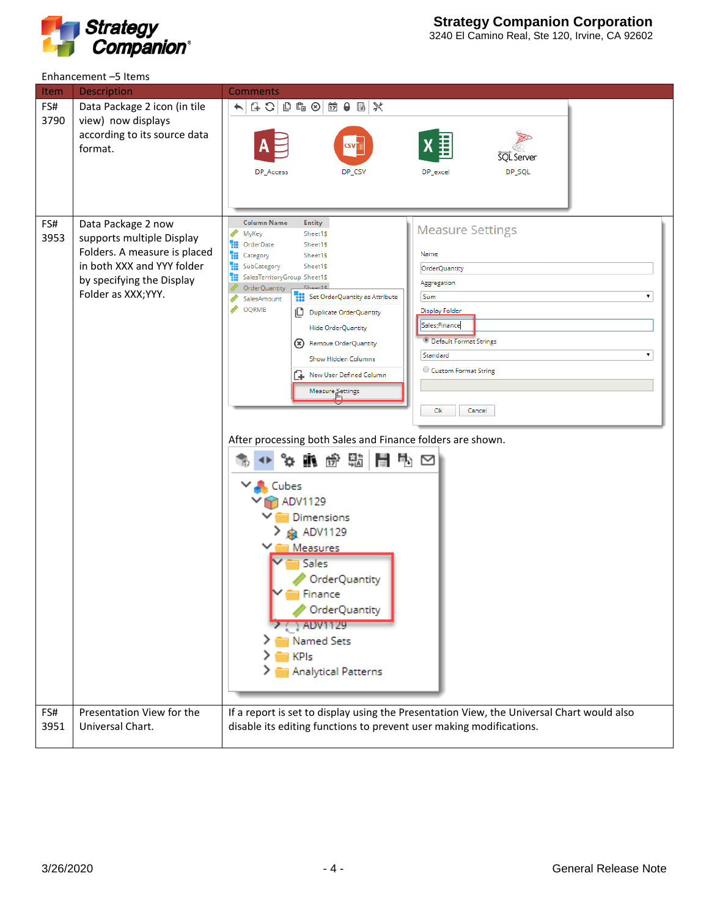Enhancement –5 Items

| Item | Description | Comments |
| --- | --- | --- |
| FS# 3790 | Data Package 2 icon (in tile view) now displays according to its source data format. | |
| FS# 3953 | Data Package 2 now supports multiple Display Folders. A measure is placed in both XXX and YYY folder by specifying the Display Folder as XXX;YYY. | After processing both Sales and Finance folders are shown. |
| FS# 3951 | Presentation View for the Universal Chart. | If a report is set to display using the Presentation View, the Universal Chart would also disable its editing functions to prevent user making modifications. |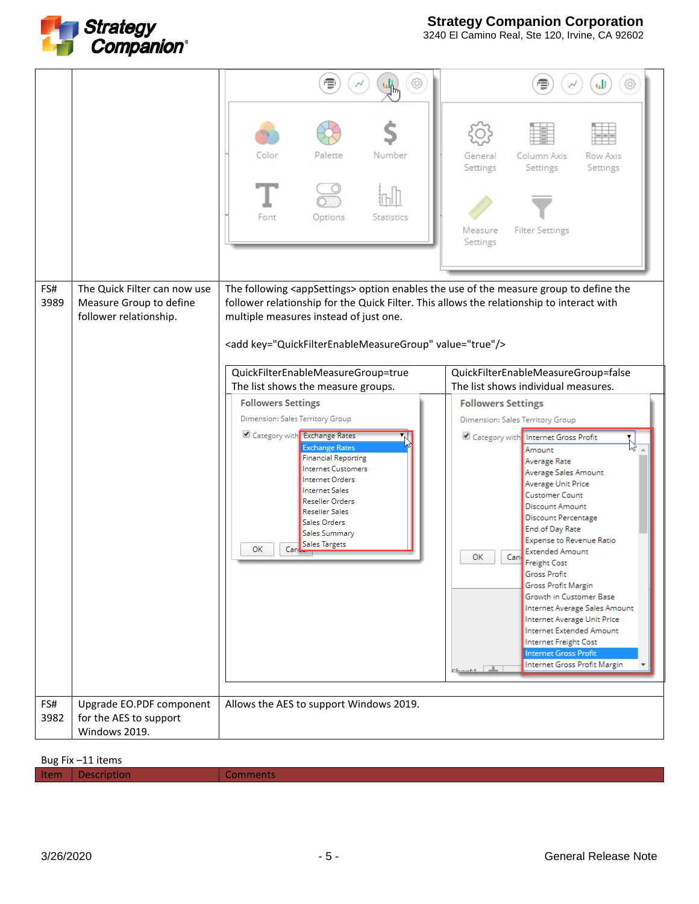| | | |
|---|---|---|
| | | |
| FS# 3989 | The Quick Filter can now use Measure Group to define follower relationship. | The following <appSettings> option enables the use of the measure group to define the follower relationship for the Quick Filter. This allows the relationship to interact with multiple measures instead of just one.<br><br><add key="QuickFilterEnableMeasureGroup" value="true"/><br><br>QuickFilterEnableMeasureGroup=true<br>The list shows the measure groups.<br><br>QuickFilterEnableMeasureGroup=false<br>The list shows individual measures. |
| FS# 3982 | Upgrade EO.PDF component for the AES to support Windows 2019. | Allows the AES to support Windows 2019. |

Bug Fix –11 items

| Item | Description | Comments |
|---|---|---|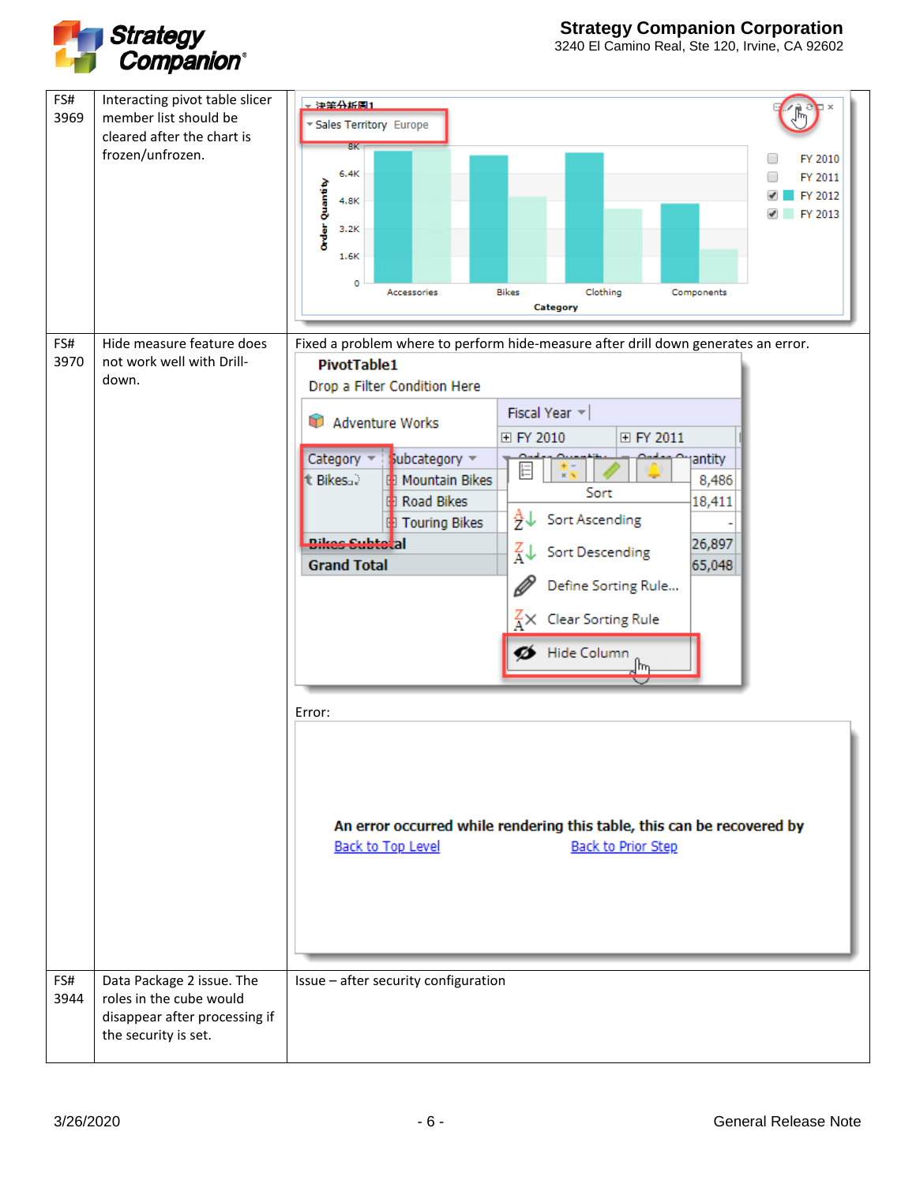| | | |
|---|---|---|
| FS# 3969 | Interacting pivot table slicer member list should be cleared after the chart is frozen/unfrozen. | |
| FS# 3970 | Hide measure feature does not work well with Drill-down. | Fixed a problem where to perform hide-measure after drill down generates an error.<br><br>Error: |
| FS# 3944 | Data Package 2 issue. The roles in the cube would disappear after processing if the security is set. | Issue – after security configuration |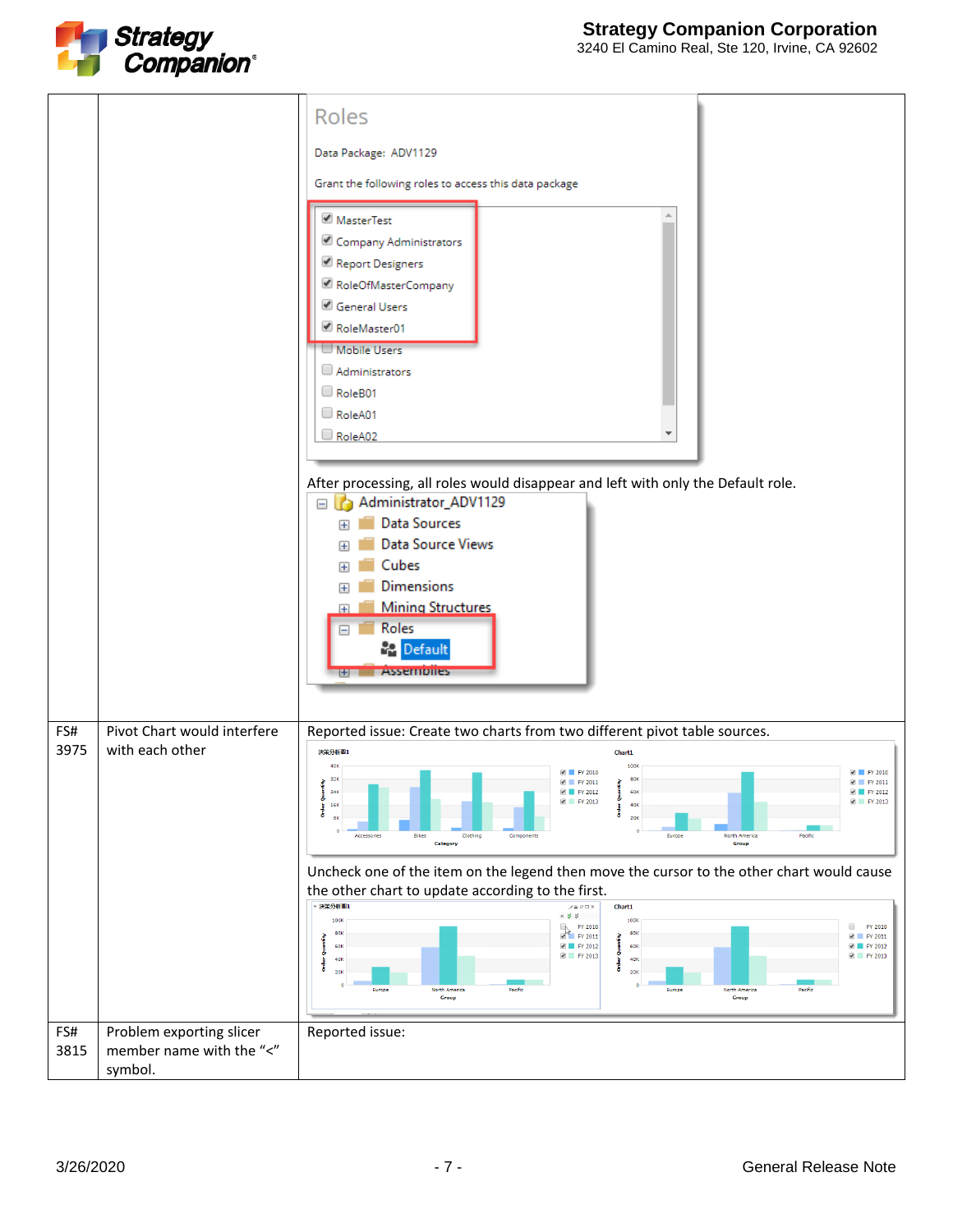| | | |
|---|---|---|
| | | After processing, all roles would disappear and left with only the Default role. |
| FS# 3975 | Pivot Chart would interfere with each other | Reported issue: Create two charts from two different pivot table sources.<br><br>Uncheck one of the item on the legend then move the cursor to the other chart would cause the other chart to update according to the first. |
| FS# 3815 | Problem exporting slicer member name with the "<" symbol. | Reported issue: |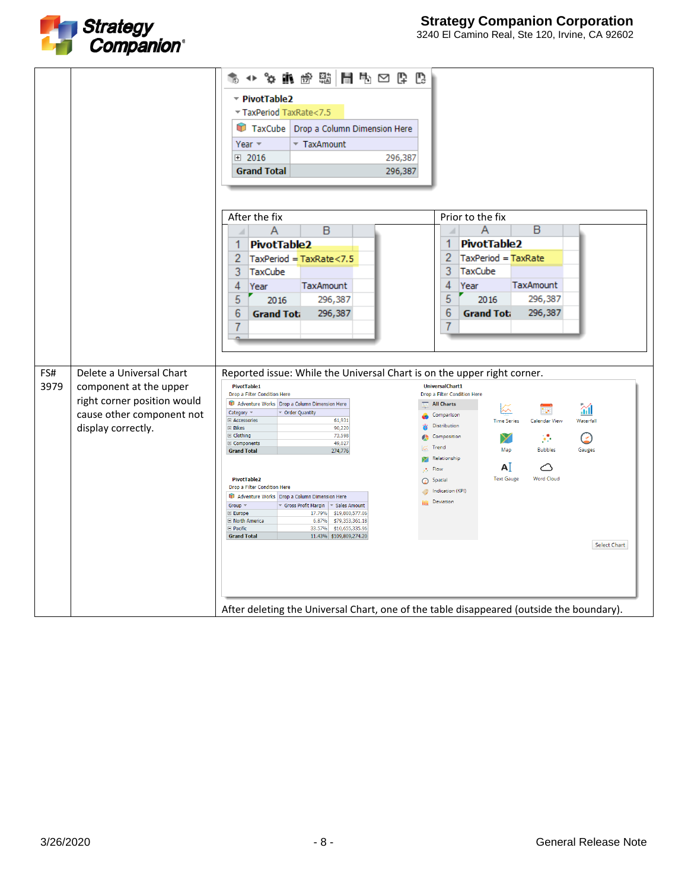| | | |
|---|---|---|
| | | After the fix / Prior to the fix |
| FS# 3979 | Delete a Universal Chart component at the upper right corner position would cause other component not display correctly. | Reported issue: While the Universal Chart is on the upper right corner. After deleting the Universal Chart, one of the table disappeared (outside the boundary). |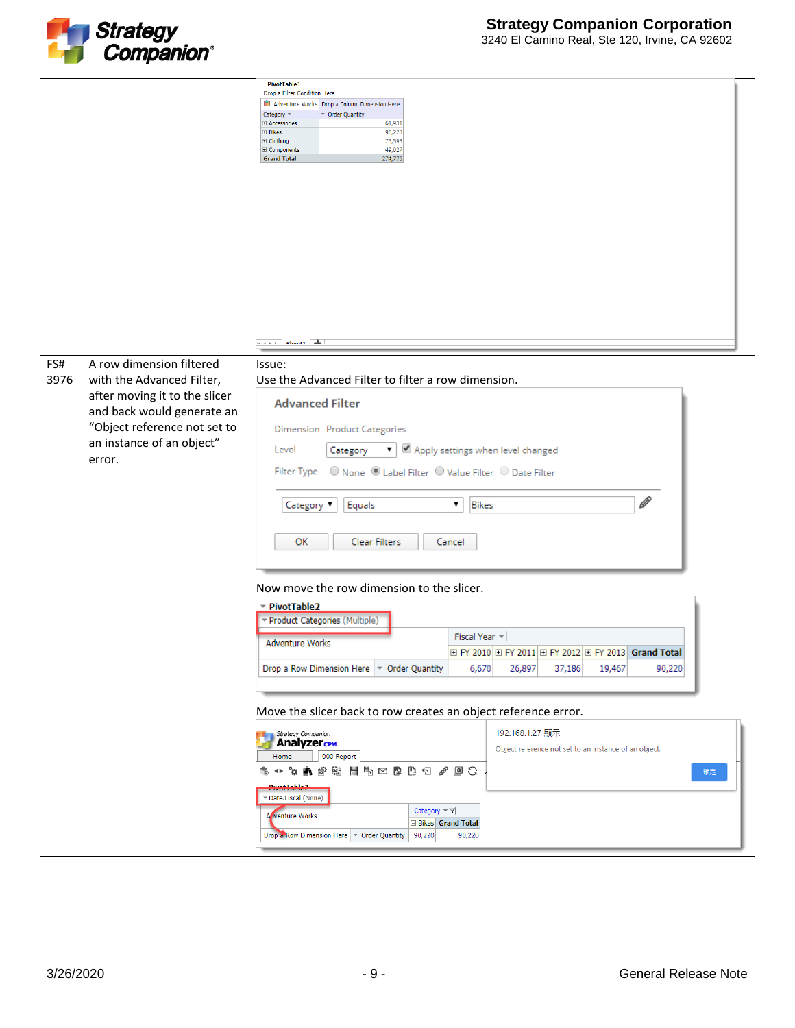| | | |
|---|---|---|
| | | |
| FS# 3976 | A row dimension filtered with the Advanced Filter, after moving it to the slicer and back would generate an “Object reference not set to an instance of an object” error. | Issue:<br>Use the Advanced Filter to filter a row dimension.<br><br>Now move the row dimension to the slicer.<br><br>Move the slicer back to row creates an object reference error. |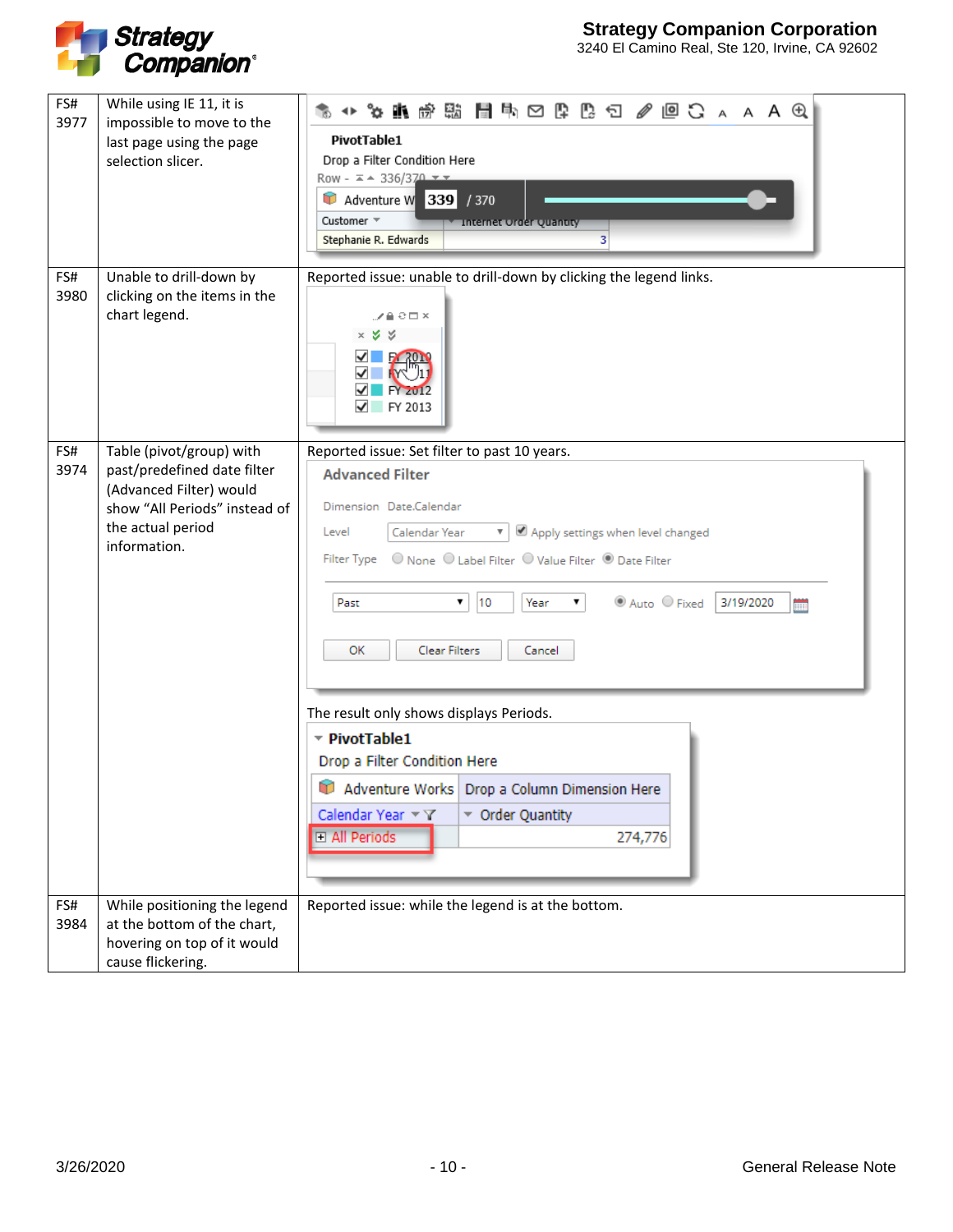| | | |
|---|---|---|
| FS# 3977 | While using IE 11, it is impossible to move to the last page using the page selection slicer. | |
| FS# 3980 | Unable to drill-down by clicking on the items in the chart legend. | Reported issue: unable to drill-down by clicking the legend links. |
| FS# 3974 | Table (pivot/group) with past/predefined date filter (Advanced Filter) would show "All Periods" instead of the actual period information. | Reported issue: Set filter to past 10 years. The result only shows displays Periods. |
| FS# 3984 | While positioning the legend at the bottom of the chart, hovering on top of it would cause flickering. | Reported issue: while the legend is at the bottom. |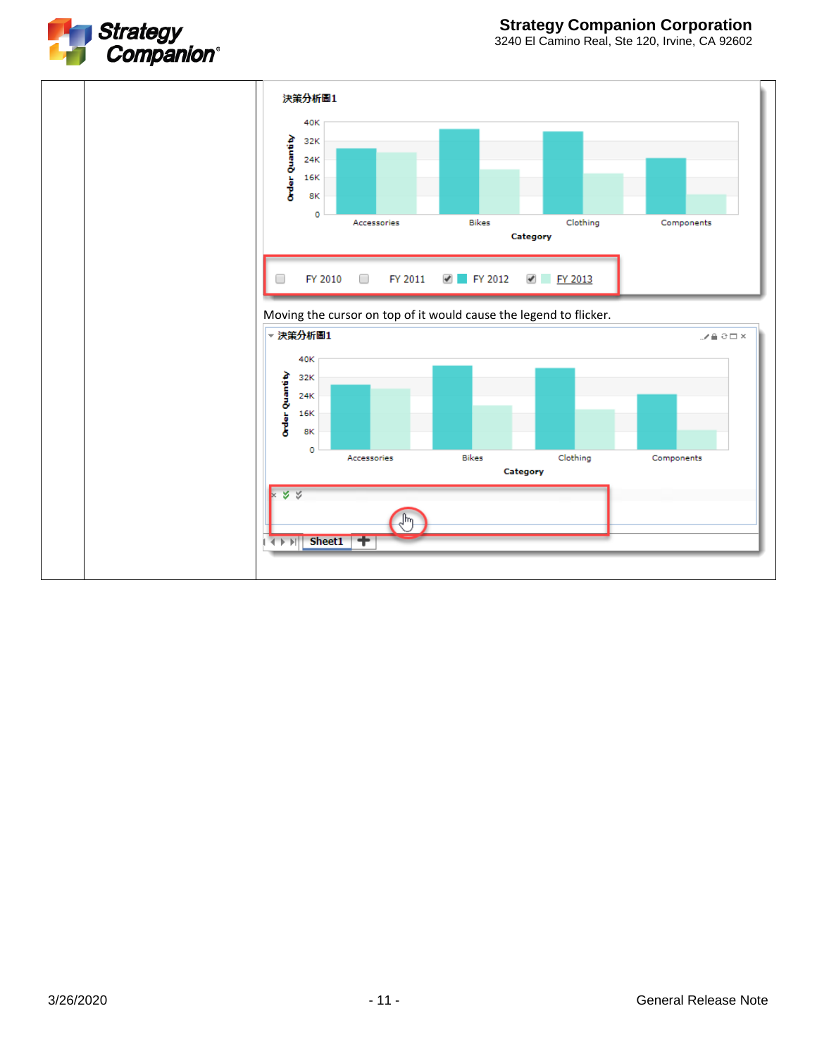| | | |
|---|---|---|
| | | 決策分析圖1<br><br>40K<br>32K<br>24K<br>16K<br>8K<br>0<br>Order Quantity<br>Accessories Bikes Clothing Components<br>Category<br><br>FY 2010 FY 2011 FY 2012 FY 2013<br><br>Moving the cursor on top of it would cause the legend to flicker.<br><br>決策分析圖1<br><br>40K<br>32K<br>24K<br>16K<br>8K<br>0<br>Order Quantity<br>Accessories Bikes Clothing Components<br>Category<br><br>Sheet1 |